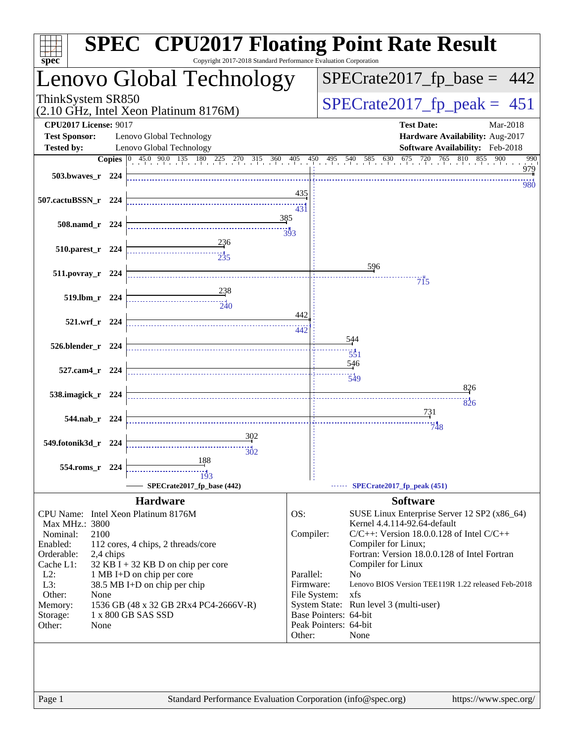# SPEC CPU2017 Floating Point Rate Result

Copyright 2017-2018 Standard Performance Evaluation Corporation

## Lenovo Global Technology

ThinkSystem SR850
(2.10 GHz, Intel Xeon Platinum 8176M)

SPECrate2017_fp_base = 442

SPECrate2017_fp_peak = 451

| | | | |
|---|---|---|---|
| **CPU2017 License:** | 9017 | **Test Date:** | Mar-2018 |
| **Test Sponsor:** | Lenovo Global Technology | **Hardware Availability:** | Aug-2017 |
| **Tested by:** | Lenovo Global Technology | **Software Availability:** | Feb-2018 |

| Benchmark | Copies | Base | Peak |
|---|---|---|---|
| 503.bwaves_r | 224 | 979 | 980 |
| 507.cactuBSSN_r | 224 | 435 | 431 |
| 508.namd_r | 224 | 385 | 393 |
| 510.parest_r | 224 | 236 | 235 |
| 511.povray_r | 224 | 596 | 715 |
| 519.lbm_r | 224 | 238 | 240 |
| 521.wrf_r | 224 | 442 | 442 |
| 526.blender_r | 224 | 544 | 551 |
| 527.cam4_r | 224 | 546 | 549 |
| 538.imagick_r | 224 | 826 | 826 |
| 544.nab_r | 224 | 731 | 748 |
| 549.fotonik3d_r | 224 | 302 | 302 |
| 554.roms_r | 224 | 188 | 193 |

SPECrate2017_fp_base (442) — SPECrate2017_fp_peak (451)

### Hardware

| | |
|---|---|
| CPU Name: | Intel Xeon Platinum 8176M |
| Max MHz.: | 3800 |
| Nominal: | 2100 |
| Enabled: | 112 cores, 4 chips, 2 threads/core |
| Orderable: | 2,4 chips |
| Cache L1: | 32 KB I + 32 KB D on chip per core |
| L2: | 1 MB I+D on chip per core |
| L3: | 38.5 MB I+D on chip per chip |
| Other: | None |
| Memory: | 1536 GB (48 x 32 GB 2Rx4 PC4-2666V-R) |
| Storage: | 1 x 800 GB SAS SSD |
| Other: | None |

### Software

| | |
|---|---|
| OS: | SUSE Linux Enterprise Server 12 SP2 (x86_64) Kernel 4.4.114-92.64-default |
| Compiler: | C/C++: Version 18.0.0.128 of Intel C/C++ Compiler for Linux; Fortran: Version 18.0.0.128 of Intel Fortran Compiler for Linux |
| Parallel: | No |
| Firmware: | Lenovo BIOS Version TEE119R 1.22 released Feb-2018 |
| File System: | xfs |
| System State: | Run level 3 (multi-user) |
| Base Pointers: | 64-bit |
| Peak Pointers: | 64-bit |
| Other: | None |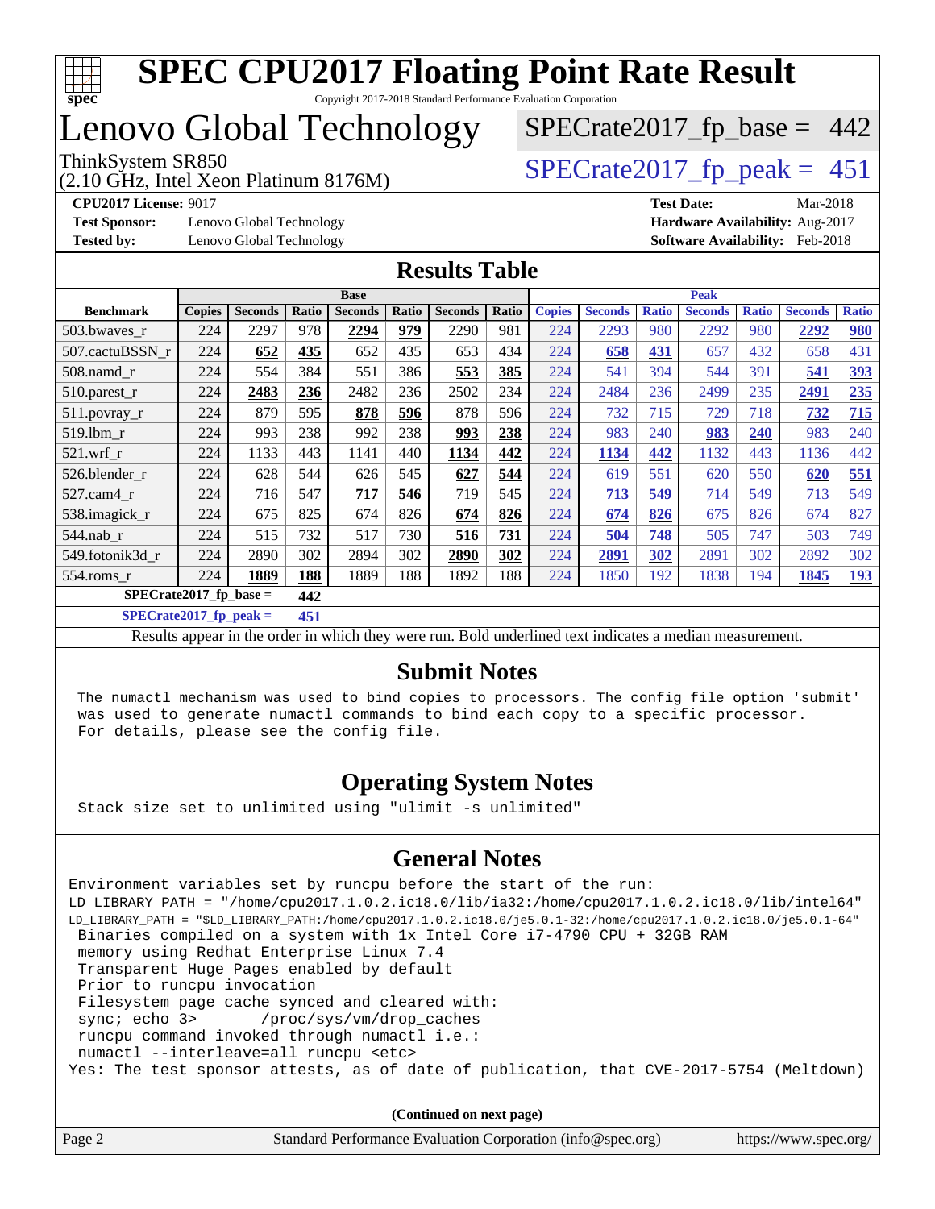# SPEC CPU2017 Floating Point Rate Result

Copyright 2017-2018 Standard Performance Evaluation Corporation

# Lenovo Global Technology

ThinkSystem SR850
(2.10 GHz, Intel Xeon Platinum 8176M)

SPECrate2017_fp_base = 442

SPECrate2017_fp_peak = 451

**CPU2017 License:** 9017
**Test Sponsor:** Lenovo Global Technology
**Tested by:** Lenovo Global Technology

**Test Date:** Mar-2018
**Hardware Availability:** Aug-2017
**Software Availability:** Feb-2018

## Results Table

| | Base | | | | | | | Peak | | | | | | |
|---|---|---|---|---|---|---|---|---|---|---|---|---|---|---|
| **Benchmark** | **Copies** | **Seconds** | **Ratio** | **Seconds** | **Ratio** | **Seconds** | **Ratio** | **Copies** | **Seconds** | **Ratio** | **Seconds** | **Ratio** | **Seconds** | **Ratio** |
| 503.bwaves_r | 224 | 2297 | 978 | **2294** | **979** | 2290 | 981 | 224 | 2293 | 980 | 2292 | 980 | **2292** | **980** |
| 507.cactuBSSN_r | 224 | **652** | **435** | 652 | 435 | 653 | 434 | 224 | **658** | **431** | 657 | 432 | 658 | 431 |
| 508.namd_r | 224 | 554 | 384 | 551 | 386 | **553** | **385** | 224 | 541 | 394 | 544 | 391 | **541** | **393** |
| 510.parest_r | 224 | **2483** | **236** | 2482 | 236 | 2502 | 234 | 224 | 2484 | 236 | 2499 | 235 | **2491** | **235** |
| 511.povray_r | 224 | 879 | 595 | **878** | **596** | 878 | 596 | 224 | 732 | 715 | 729 | 718 | **732** | **715** |
| 519.lbm_r | 224 | 993 | 238 | 992 | 238 | **993** | **238** | 224 | 983 | 240 | **983** | **240** | 983 | 240 |
| 521.wrf_r | 224 | 1133 | 443 | 1141 | 440 | **1134** | **442** | 224 | **1134** | **442** | 1132 | 443 | 1136 | 442 |
| 526.blender_r | 224 | 628 | 544 | 626 | 545 | **627** | **544** | 224 | 619 | 551 | 620 | 550 | **620** | **551** |
| 527.cam4_r | 224 | 716 | 547 | **717** | **546** | 719 | 545 | 224 | **713** | **549** | 714 | 549 | 713 | 549 |
| 538.imagick_r | 224 | 675 | 825 | 674 | 826 | **674** | **826** | 224 | **674** | **826** | 675 | 826 | 674 | 827 |
| 544.nab_r | 224 | 515 | 732 | 517 | 730 | **516** | **731** | 224 | **504** | **748** | 505 | 747 | 503 | 749 |
| 549.fotonik3d_r | 224 | 2890 | 302 | 2894 | 302 | **2890** | **302** | 224 | **2891** | **302** | 2891 | 302 | 2892 | 302 |
| 554.roms_r | 224 | **1889** | **188** | 1889 | 188 | 1892 | 188 | 224 | 1850 | 192 | 1838 | 194 | **1845** | **193** |

**SPECrate2017_fp_base = 442**

**SPECrate2017_fp_peak = 451**

Results appear in the order in which they were run. Bold underlined text indicates a median measurement.

## Submit Notes

```
The numactl mechanism was used to bind copies to processors. The config file option 'submit'
was used to generate numactl commands to bind each copy to a specific processor.
For details, please see the config file.
```

## Operating System Notes

```
Stack size set to unlimited using "ulimit -s unlimited"
```

## General Notes

```
Environment variables set by runcpu before the start of the run:
LD_LIBRARY_PATH = "/home/cpu2017.1.0.2.ic18.0/lib/ia32:/home/cpu2017.1.0.2.ic18.0/lib/intel64"
LD_LIBRARY_PATH = "$LD_LIBRARY_PATH:/home/cpu2017.1.0.2.ic18.0/je5.0.1-32:/home/cpu2017.1.0.2.ic18.0/je5.0.1-64"
 Binaries compiled on a system with 1x Intel Core i7-4790 CPU + 32GB RAM
 memory using Redhat Enterprise Linux 7.4
 Transparent Huge Pages enabled by default
 Prior to runcpu invocation
 Filesystem page cache synced and cleared with:
 sync; echo 3>       /proc/sys/vm/drop_caches
 runcpu command invoked through numactl i.e.:
 numactl --interleave=all runcpu <etc>
Yes: The test sponsor attests, as of date of publication, that CVE-2017-5754 (Meltdown)
```

(Continued on next page)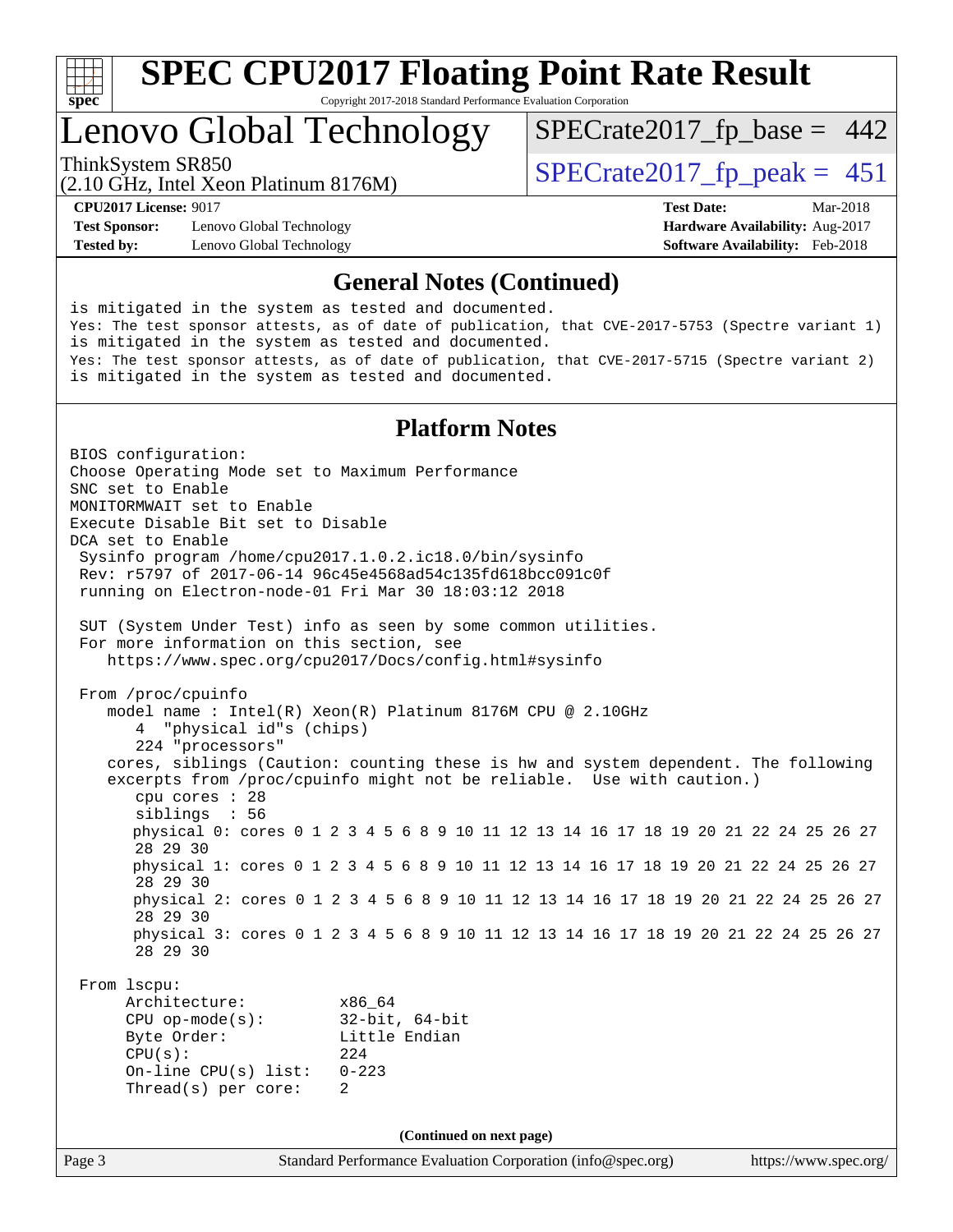# SPEC CPU2017 Floating Point Rate Result

Copyright 2017-2018 Standard Performance Evaluation Corporation

# Lenovo Global Technology

ThinkSystem SR850
(2.10 GHz, Intel Xeon Platinum 8176M)

SPECrate2017_fp_base = 442

SPECrate2017_fp_peak = 451

**CPU2017 License:** 9017
**Test Sponsor:** Lenovo Global Technology
**Tested by:** Lenovo Global Technology

**Test Date:** Mar-2018
**Hardware Availability:** Aug-2017
**Software Availability:** Feb-2018

## General Notes (Continued)

```
is mitigated in the system as tested and documented.
Yes: The test sponsor attests, as of date of publication, that CVE-2017-5753 (Spectre variant 1)
is mitigated in the system as tested and documented.
Yes: The test sponsor attests, as of date of publication, that CVE-2017-5715 (Spectre variant 2)
is mitigated in the system as tested and documented.
```

## Platform Notes

```
BIOS configuration:
Choose Operating Mode set to Maximum Performance
SNC set to Enable
MONITORMWAIT set to Enable
Execute Disable Bit set to Disable
DCA set to Enable
 Sysinfo program /home/cpu2017.1.0.2.ic18.0/bin/sysinfo
 Rev: r5797 of 2017-06-14 96c45e4568ad54c135fd618bcc091c0f
 running on Electron-node-01 Fri Mar 30 18:03:12 2018

 SUT (System Under Test) info as seen by some common utilities.
 For more information on this section, see
    https://www.spec.org/cpu2017/Docs/config.html#sysinfo

 From /proc/cpuinfo
    model name : Intel(R) Xeon(R) Platinum 8176M CPU @ 2.10GHz
       4  "physical id"s (chips)
       224 "processors"
    cores, siblings (Caution: counting these is hw and system dependent. The following
    excerpts from /proc/cpuinfo might not be reliable.  Use with caution.)
       cpu cores : 28
       siblings  : 56
       physical 0: cores 0 1 2 3 4 5 6 8 9 10 11 12 13 14 16 17 18 19 20 21 22 24 25 26 27
       28 29 30
       physical 1: cores 0 1 2 3 4 5 6 8 9 10 11 12 13 14 16 17 18 19 20 21 22 24 25 26 27
       28 29 30
       physical 2: cores 0 1 2 3 4 5 6 8 9 10 11 12 13 14 16 17 18 19 20 21 22 24 25 26 27
       28 29 30
       physical 3: cores 0 1 2 3 4 5 6 8 9 10 11 12 13 14 16 17 18 19 20 21 22 24 25 26 27
       28 29 30

 From lscpu:
      Architecture:          x86_64
      CPU op-mode(s):        32-bit, 64-bit
      Byte Order:            Little Endian
      CPU(s):                224
      On-line CPU(s) list:   0-223
      Thread(s) per core:    2
```

(Continued on next page)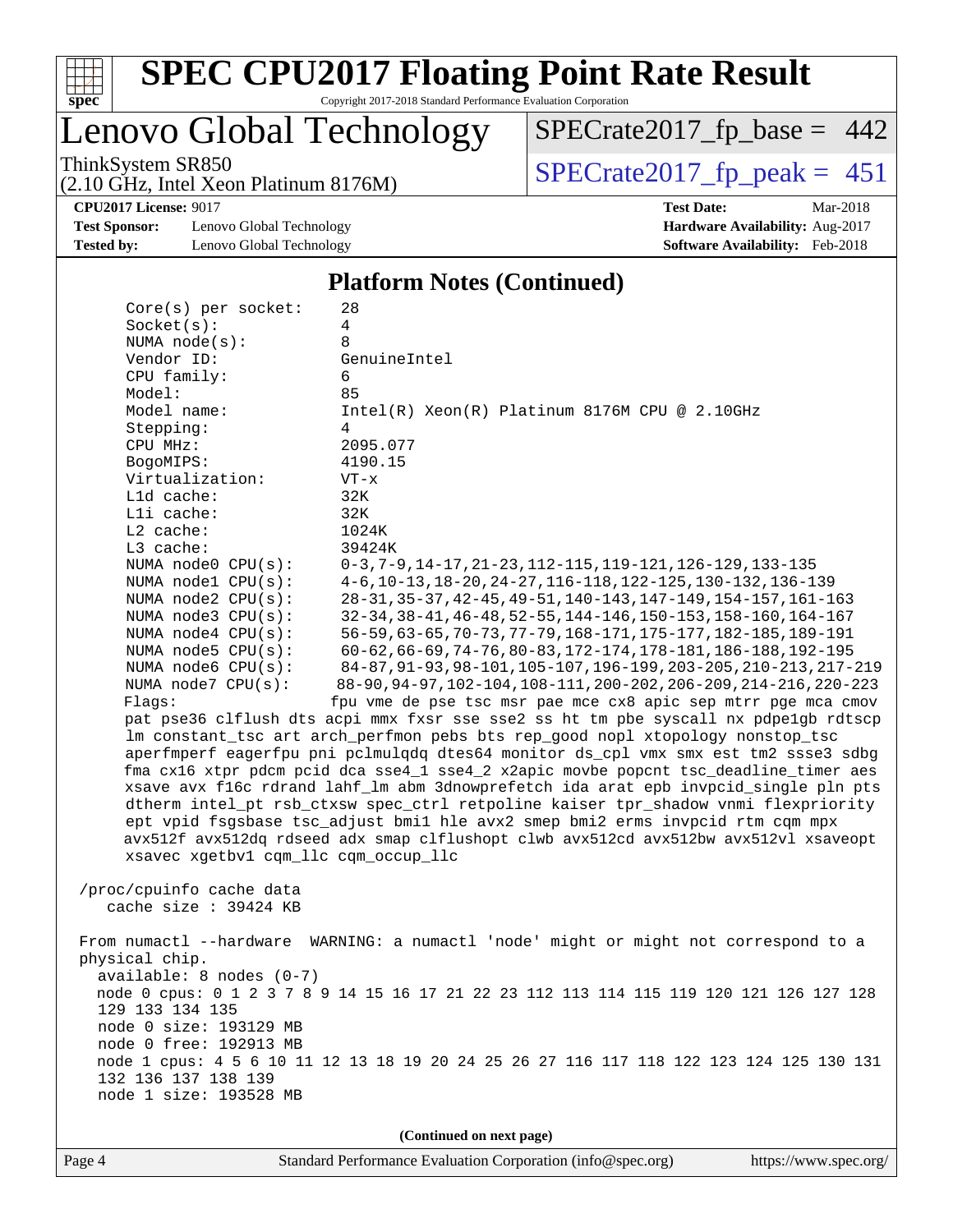# SPEC CPU2017 Floating Point Rate Result

Copyright 2017-2018 Standard Performance Evaluation Corporation

## Lenovo Global Technology

ThinkSystem SR850
(2.10 GHz, Intel Xeon Platinum 8176M)

SPECrate2017_fp_base = 442

SPECrate2017_fp_peak = 451

**CPU2017 License:** 9017
**Test Sponsor:** Lenovo Global Technology
**Tested by:** Lenovo Global Technology

**Test Date:** Mar-2018
**Hardware Availability:** Aug-2017
**Software Availability:** Feb-2018

### Platform Notes (Continued)

```
    Core(s) per socket:    28
    Socket(s):             4
    NUMA node(s):          8
    Vendor ID:             GenuineIntel
    CPU family:            6
    Model:                 85
    Model name:            Intel(R) Xeon(R) Platinum 8176M CPU @ 2.10GHz
    Stepping:              4
    CPU MHz:               2095.077
    BogoMIPS:              4190.15
    Virtualization:        VT-x
    L1d cache:             32K
    L1i cache:             32K
    L2 cache:              1024K
    L3 cache:              39424K
    NUMA node0 CPU(s):     0-3,7-9,14-17,21-23,112-115,119-121,126-129,133-135
    NUMA node1 CPU(s):     4-6,10-13,18-20,24-27,116-118,122-125,130-132,136-139
    NUMA node2 CPU(s):     28-31,35-37,42-45,49-51,140-143,147-149,154-157,161-163
    NUMA node3 CPU(s):     32-34,38-41,46-48,52-55,144-146,150-153,158-160,164-167
    NUMA node4 CPU(s):     56-59,63-65,70-73,77-79,168-171,175-177,182-185,189-191
    NUMA node5 CPU(s):     60-62,66-69,74-76,80-83,172-174,178-181,186-188,192-195
    NUMA node6 CPU(s):     84-87,91-93,98-101,105-107,196-199,203-205,210-213,217-219
    NUMA node7 CPU(s):     88-90,94-97,102-104,108-111,200-202,206-209,214-216,220-223
    Flags:                 fpu vme de pse tsc msr pae mce cx8 apic sep mtrr pge mca cmov
    pat pse36 clflush dts acpi mmx fxsr sse sse2 ss ht tm pbe syscall nx pdpe1gb rdtscp
    lm constant_tsc art arch_perfmon pebs bts rep_good nopl xtopology nonstop_tsc
    aperfmperf eagerfpu pni pclmulqdq dtes64 monitor ds_cpl vmx smx est tm2 ssse3 sdbg
    fma cx16 xtpr pdcm pcid dca sse4_1 sse4_2 x2apic movbe popcnt tsc_deadline_timer aes
    xsave avx f16c rdrand lahf_lm abm 3dnowprefetch ida arat epb invpcid_single pln pts
    dtherm intel_pt rsb_ctxsw spec_ctrl retpoline kaiser tpr_shadow vnmi flexpriority
    ept vpid fsgsbase tsc_adjust bmi1 hle avx2 smep bmi2 erms invpcid rtm cqm mpx
    avx512f avx512dq rdseed adx smap clflushopt clwb avx512cd avx512bw avx512vl xsaveopt
    xsavec xgetbv1 cqm_llc cqm_occup_llc

 /proc/cpuinfo cache data
    cache size : 39424 KB

 From numactl --hardware  WARNING: a numactl 'node' might or might not correspond to a
 physical chip.
   available: 8 nodes (0-7)
   node 0 cpus: 0 1 2 3 7 8 9 14 15 16 17 21 22 23 112 113 114 115 119 120 121 126 127 128
   129 133 134 135
   node 0 size: 193129 MB
   node 0 free: 192913 MB
   node 1 cpus: 4 5 6 10 11 12 13 18 19 20 24 25 26 27 116 117 118 122 123 124 125 130 131
   132 136 137 138 139
   node 1 size: 193528 MB
```

(Continued on next page)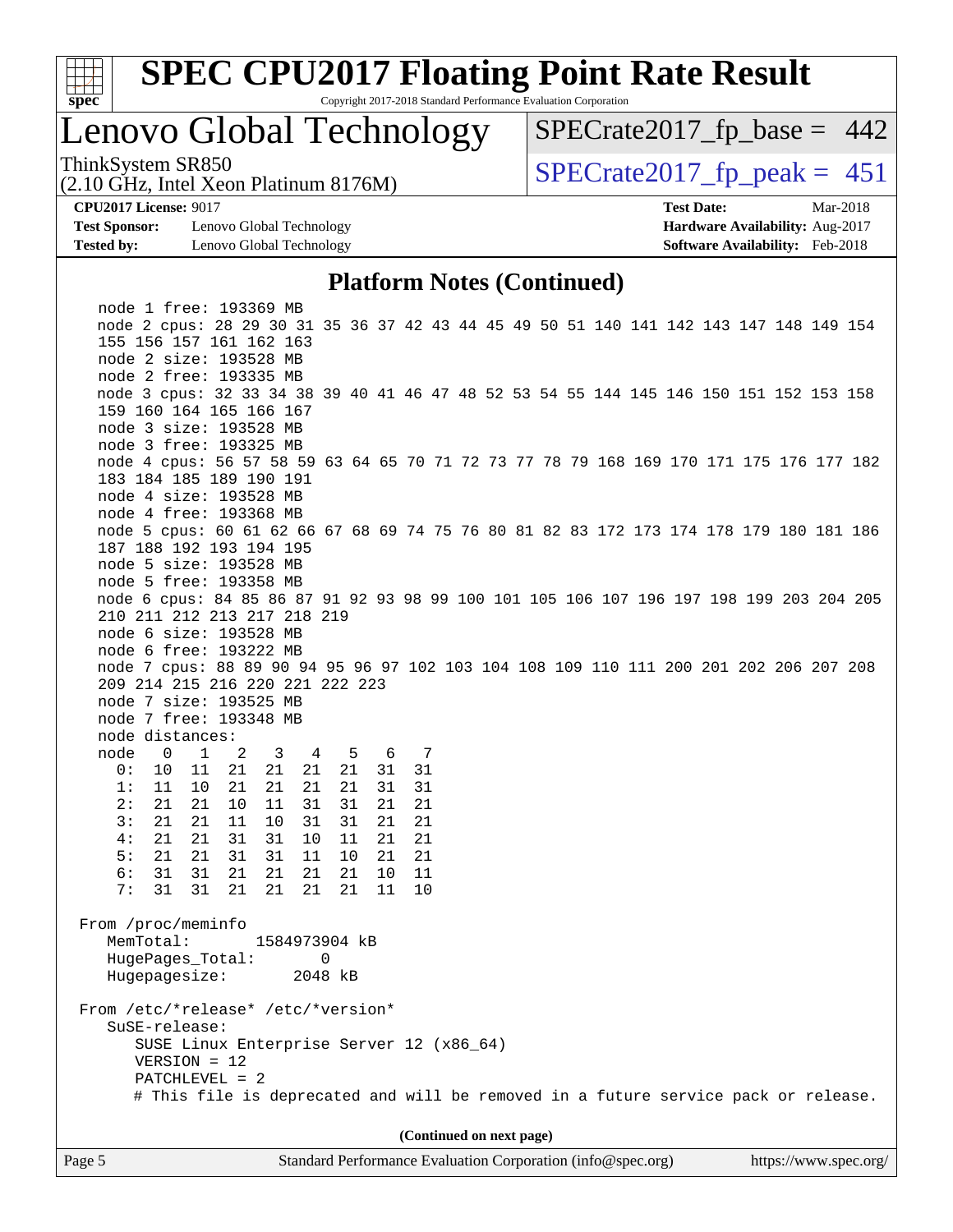## Platform Notes (Continued)

```
  node 1 free: 193369 MB
  node 2 cpus: 28 29 30 31 35 36 37 42 43 44 45 49 50 51 140 141 142 143 147 148 149 154
  155 156 157 161 162 163
  node 2 size: 193528 MB
  node 2 free: 193335 MB
  node 3 cpus: 32 33 34 38 39 40 41 46 47 48 52 53 54 55 144 145 146 150 151 152 153 158
  159 160 164 165 166 167
  node 3 size: 193528 MB
  node 3 free: 193325 MB
  node 4 cpus: 56 57 58 59 63 64 65 70 71 72 73 77 78 79 168 169 170 171 175 176 177 182
  183 184 185 189 190 191
  node 4 size: 193528 MB
  node 4 free: 193368 MB
  node 5 cpus: 60 61 62 66 67 68 69 74 75 76 80 81 82 83 172 173 174 178 179 180 181 186
  187 188 192 193 194 195
  node 5 size: 193528 MB
  node 5 free: 193358 MB
  node 6 cpus: 84 85 86 87 91 92 93 98 99 100 101 105 106 107 196 197 198 199 203 204 205
  210 211 212 213 217 218 219
  node 6 size: 193528 MB
  node 6 free: 193222 MB
  node 7 cpus: 88 89 90 94 95 96 97 102 103 104 108 109 110 111 200 201 202 206 207 208
  209 214 215 216 220 221 222 223
  node 7 size: 193525 MB
  node 7 free: 193348 MB
  node distances:
  node   0   1   2   3   4   5   6   7
    0:  10  11  21  21  21  21  31  31
    1:  11  10  21  21  21  21  31  31
    2:  21  21  10  11  31  31  21  21
    3:  21  21  11  10  31  31  21  21
    4:  21  21  31  31  10  11  21  21
    5:  21  21  31  31  11  10  21  21
    6:  31  31  21  21  21  21  10  11
    7:  31  31  21  21  21  21  11  10

From /proc/meminfo
   MemTotal:       1584973904 kB
   HugePages_Total:       0
   Hugepagesize:       2048 kB

From /etc/*release* /etc/*version*
   SuSE-release:
      SUSE Linux Enterprise Server 12 (x86_64)
      VERSION = 12
      PATCHLEVEL = 2
      # This file is deprecated and will be removed in a future service pack or release.
```

(Continued on next page)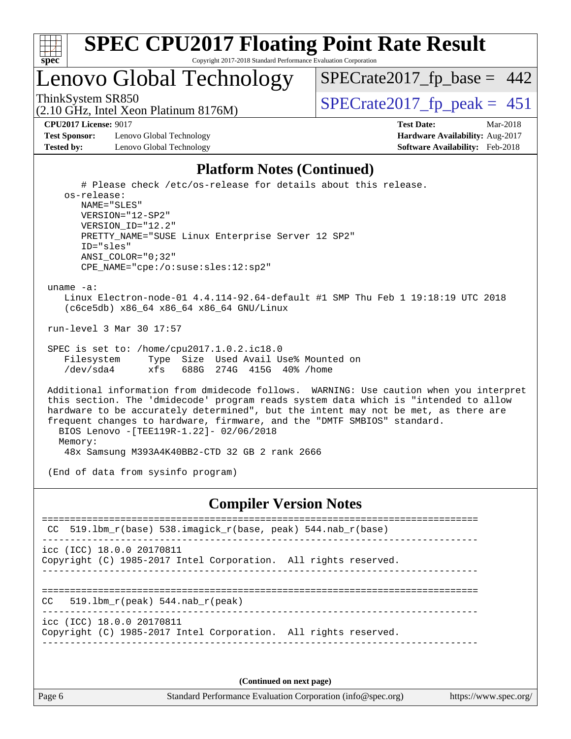# SPEC CPU2017 Floating Point Rate Result

Copyright 2017-2018 Standard Performance Evaluation Corporation

## Lenovo Global Technology

ThinkSystem SR850
(2.10 GHz, Intel Xeon Platinum 8176M)

SPECrate2017_fp_base = 442

SPECrate2017_fp_peak = 451

**CPU2017 License:** 9017
**Test Sponsor:** Lenovo Global Technology
**Tested by:** Lenovo Global Technology

**Test Date:** Mar-2018
**Hardware Availability:** Aug-2017
**Software Availability:** Feb-2018

### Platform Notes (Continued)

```
      # Please check /etc/os-release for details about this release.
    os-release:
       NAME="SLES"
       VERSION="12-SP2"
       VERSION_ID="12.2"
       PRETTY_NAME="SUSE Linux Enterprise Server 12 SP2"
       ID="sles"
       ANSI_COLOR="0;32"
       CPE_NAME="cpe:/o:suse:sles:12:sp2"

 uname -a:
    Linux Electron-node-01 4.4.114-92.64-default #1 SMP Thu Feb 1 19:18:19 UTC 2018
    (c6ce5db) x86_64 x86_64 x86_64 GNU/Linux

 run-level 3 Mar 30 17:57

 SPEC is set to: /home/cpu2017.1.0.2.ic18.0
    Filesystem     Type  Size  Used Avail Use% Mounted on
    /dev/sda4      xfs   688G  274G  415G  40% /home

 Additional information from dmidecode follows.  WARNING: Use caution when you interpret
 this section. The 'dmidecode' program reads system data which is "intended to allow
 hardware to be accurately determined", but the intent may not be met, as there are
 frequent changes to hardware, firmware, and the "DMTF SMBIOS" standard.
   BIOS Lenovo -[TEE119R-1.22]- 02/06/2018
   Memory:
    48x Samsung M393A4K40BB2-CTD 32 GB 2 rank 2666

 (End of data from sysinfo program)
```

### Compiler Version Notes

```
==============================================================================
 CC  519.lbm_r(base) 538.imagick_r(base, peak) 544.nab_r(base)
------------------------------------------------------------------------------
icc (ICC) 18.0.0 20170811
Copyright (C) 1985-2017 Intel Corporation.  All rights reserved.
------------------------------------------------------------------------------

==============================================================================
CC   519.lbm_r(peak) 544.nab_r(peak)
------------------------------------------------------------------------------
icc (ICC) 18.0.0 20170811
Copyright (C) 1985-2017 Intel Corporation.  All rights reserved.
------------------------------------------------------------------------------
```

(Continued on next page)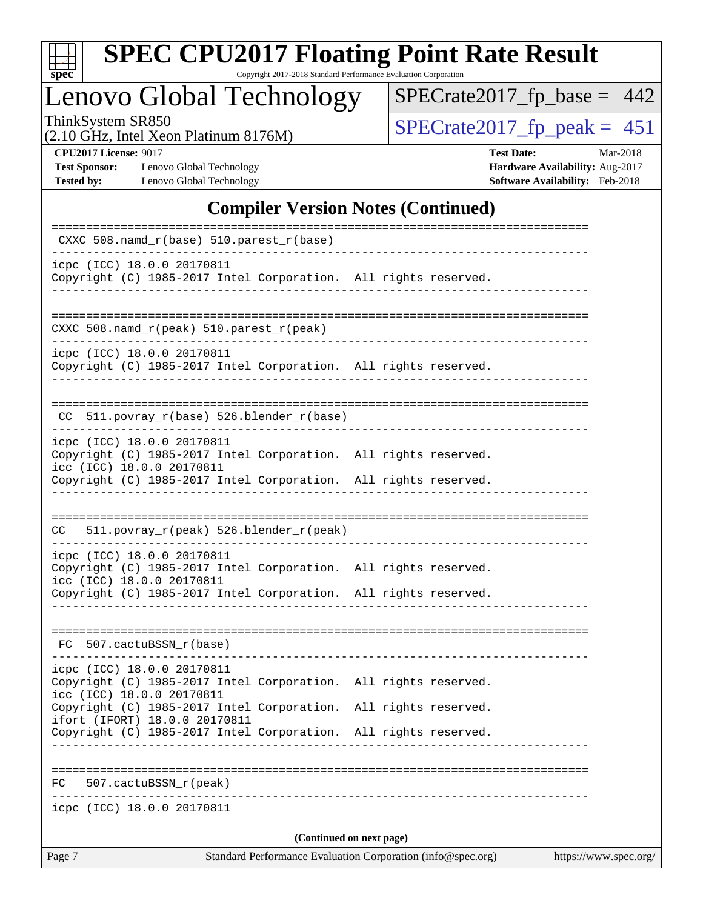## Compiler Version Notes (Continued)

```
==============================================================================
 CXXC 508.namd_r(base) 510.parest_r(base)
------------------------------------------------------------------------------
icpc (ICC) 18.0.0 20170811
Copyright (C) 1985-2017 Intel Corporation.  All rights reserved.
------------------------------------------------------------------------------

==============================================================================
CXXC 508.namd_r(peak) 510.parest_r(peak)
------------------------------------------------------------------------------
icpc (ICC) 18.0.0 20170811
Copyright (C) 1985-2017 Intel Corporation.  All rights reserved.
------------------------------------------------------------------------------

==============================================================================
 CC  511.povray_r(base) 526.blender_r(base)
------------------------------------------------------------------------------
icpc (ICC) 18.0.0 20170811
Copyright (C) 1985-2017 Intel Corporation.  All rights reserved.
icc (ICC) 18.0.0 20170811
Copyright (C) 1985-2017 Intel Corporation.  All rights reserved.
------------------------------------------------------------------------------

==============================================================================
CC   511.povray_r(peak) 526.blender_r(peak)
------------------------------------------------------------------------------
icpc (ICC) 18.0.0 20170811
Copyright (C) 1985-2017 Intel Corporation.  All rights reserved.
icc (ICC) 18.0.0 20170811
Copyright (C) 1985-2017 Intel Corporation.  All rights reserved.
------------------------------------------------------------------------------

==============================================================================
 FC  507.cactuBSSN_r(base)
------------------------------------------------------------------------------
icpc (ICC) 18.0.0 20170811
Copyright (C) 1985-2017 Intel Corporation.  All rights reserved.
icc (ICC) 18.0.0 20170811
Copyright (C) 1985-2017 Intel Corporation.  All rights reserved.
ifort (IFORT) 18.0.0 20170811
Copyright (C) 1985-2017 Intel Corporation.  All rights reserved.
------------------------------------------------------------------------------

==============================================================================
FC   507.cactuBSSN_r(peak)
------------------------------------------------------------------------------
icpc (ICC) 18.0.0 20170811
```

**(Continued on next page)**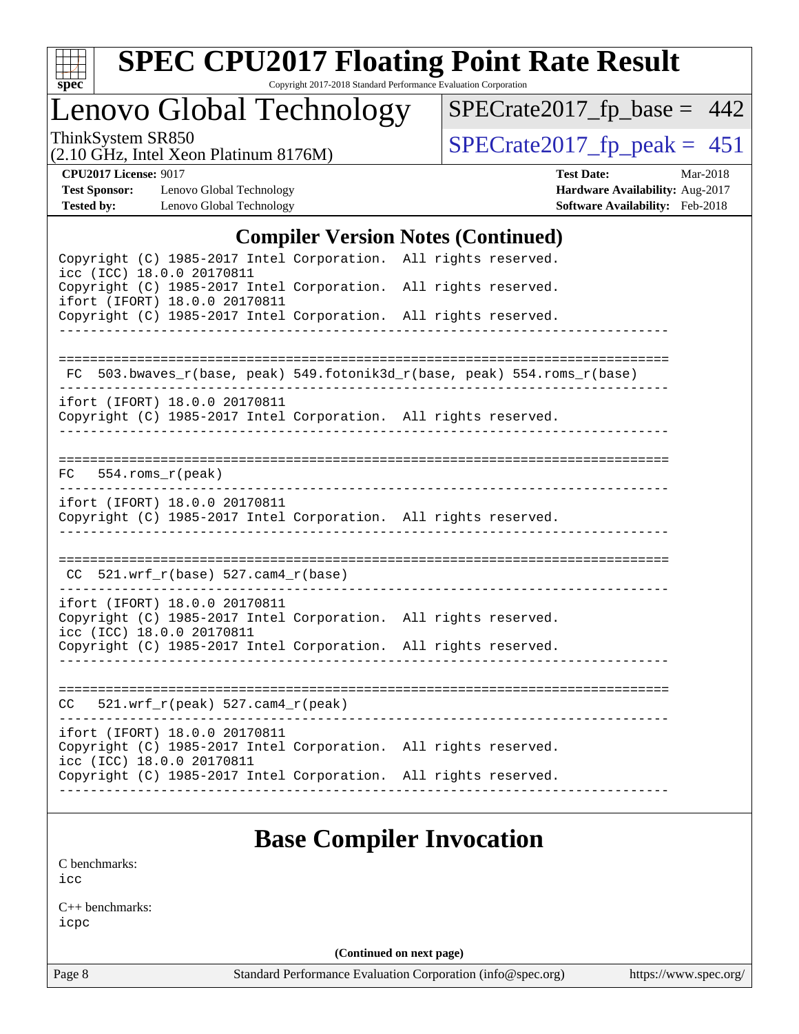## Compiler Version Notes (Continued)

```
Copyright (C) 1985-2017 Intel Corporation.  All rights reserved.
icc (ICC) 18.0.0 20170811
Copyright (C) 1985-2017 Intel Corporation.  All rights reserved.
ifort (IFORT) 18.0.0 20170811
Copyright (C) 1985-2017 Intel Corporation.  All rights reserved.
------------------------------------------------------------------------------

==============================================================================
 FC  503.bwaves_r(base, peak) 549.fotonik3d_r(base, peak) 554.roms_r(base)
------------------------------------------------------------------------------
ifort (IFORT) 18.0.0 20170811
Copyright (C) 1985-2017 Intel Corporation.  All rights reserved.
------------------------------------------------------------------------------

==============================================================================
FC   554.roms_r(peak)
------------------------------------------------------------------------------
ifort (IFORT) 18.0.0 20170811
Copyright (C) 1985-2017 Intel Corporation.  All rights reserved.
------------------------------------------------------------------------------

==============================================================================
 CC  521.wrf_r(base) 527.cam4_r(base)
------------------------------------------------------------------------------
ifort (IFORT) 18.0.0 20170811
Copyright (C) 1985-2017 Intel Corporation.  All rights reserved.
icc (ICC) 18.0.0 20170811
Copyright (C) 1985-2017 Intel Corporation.  All rights reserved.
------------------------------------------------------------------------------

==============================================================================
CC   521.wrf_r(peak) 527.cam4_r(peak)
------------------------------------------------------------------------------
ifort (IFORT) 18.0.0 20170811
Copyright (C) 1985-2017 Intel Corporation.  All rights reserved.
icc (ICC) 18.0.0 20170811
Copyright (C) 1985-2017 Intel Corporation.  All rights reserved.
------------------------------------------------------------------------------
```

## Base Compiler Invocation

C benchmarks:
icc

C++ benchmarks:
icpc

(Continued on next page)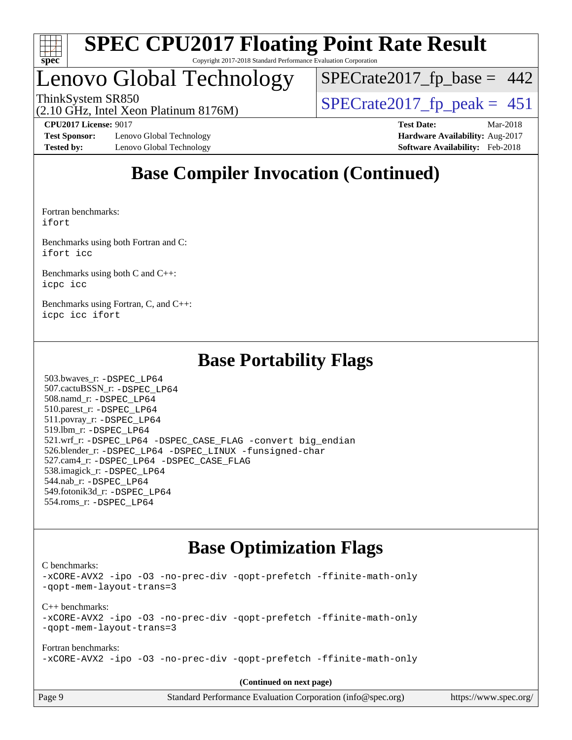## Base Compiler Invocation (Continued)

Fortran benchmarks:
ifort

Benchmarks using both Fortran and C:
ifort icc

Benchmarks using both C and C++:
icpc icc

Benchmarks using Fortran, C, and C++:
icpc icc ifort

## Base Portability Flags

503.bwaves_r: -DSPEC_LP64
507.cactuBSSN_r: -DSPEC_LP64
508.namd_r: -DSPEC_LP64
510.parest_r: -DSPEC_LP64
511.povray_r: -DSPEC_LP64
519.lbm_r: -DSPEC_LP64
521.wrf_r: -DSPEC_LP64 -DSPEC_CASE_FLAG -convert big_endian
526.blender_r: -DSPEC_LP64 -DSPEC_LINUX -funsigned-char
527.cam4_r: -DSPEC_LP64 -DSPEC_CASE_FLAG
538.imagick_r: -DSPEC_LP64
544.nab_r: -DSPEC_LP64
549.fotonik3d_r: -DSPEC_LP64
554.roms_r: -DSPEC_LP64

## Base Optimization Flags

C benchmarks:
-xCORE-AVX2 -ipo -O3 -no-prec-div -qopt-prefetch -ffinite-math-only
-qopt-mem-layout-trans=3

C++ benchmarks:
-xCORE-AVX2 -ipo -O3 -no-prec-div -qopt-prefetch -ffinite-math-only
-qopt-mem-layout-trans=3

Fortran benchmarks:
-xCORE-AVX2 -ipo -O3 -no-prec-div -qopt-prefetch -ffinite-math-only

**(Continued on next page)**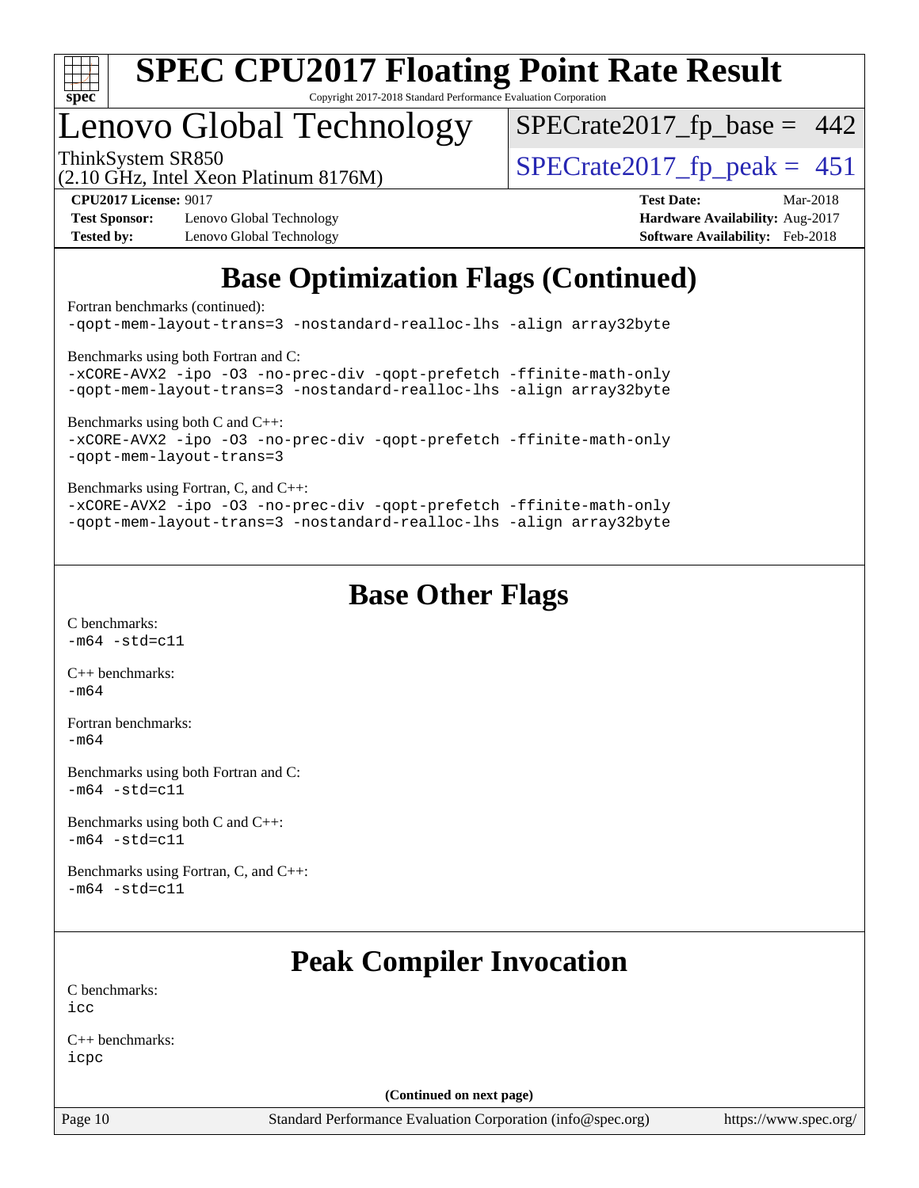## Base Optimization Flags (Continued)

Fortran benchmarks (continued):
-qopt-mem-layout-trans=3 -nostandard-realloc-lhs -align array32byte

Benchmarks using both Fortran and C:
-xCORE-AVX2 -ipo -O3 -no-prec-div -qopt-prefetch -ffinite-math-only
-qopt-mem-layout-trans=3 -nostandard-realloc-lhs -align array32byte

Benchmarks using both C and C++:
-xCORE-AVX2 -ipo -O3 -no-prec-div -qopt-prefetch -ffinite-math-only
-qopt-mem-layout-trans=3

Benchmarks using Fortran, C, and C++:
-xCORE-AVX2 -ipo -O3 -no-prec-div -qopt-prefetch -ffinite-math-only
-qopt-mem-layout-trans=3 -nostandard-realloc-lhs -align array32byte

## Base Other Flags

C benchmarks:
-m64 -std=c11

C++ benchmarks:
-m64

Fortran benchmarks:
-m64

Benchmarks using both Fortran and C:
-m64 -std=c11

Benchmarks using both C and C++:
-m64 -std=c11

Benchmarks using Fortran, C, and C++:
-m64 -std=c11

## Peak Compiler Invocation

C benchmarks:
icc

C++ benchmarks:
icpc

**(Continued on next page)**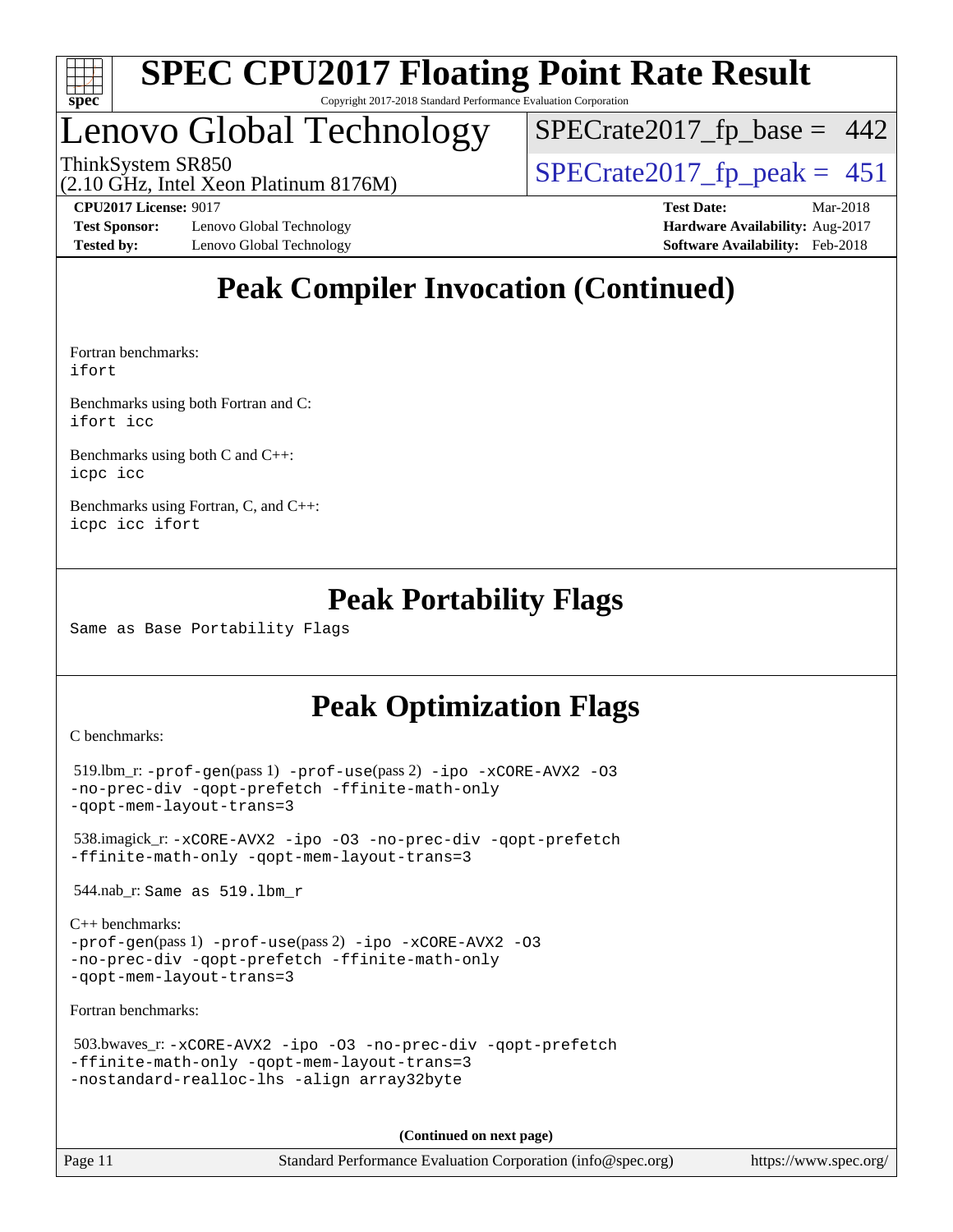# SPEC CPU2017 Floating Point Rate Result

Copyright 2017-2018 Standard Performance Evaluation Corporation

## Lenovo Global Technology

ThinkSystem SR850
(2.10 GHz, Intel Xeon Platinum 8176M)

SPECrate2017_fp_base = 442
SPECrate2017_fp_peak = 451

**CPU2017 License:** 9017
**Test Sponsor:** Lenovo Global Technology
**Tested by:** Lenovo Global Technology
**Test Date:** Mar-2018
**Hardware Availability:** Aug-2017
**Software Availability:** Feb-2018

## Peak Compiler Invocation (Continued)

Fortran benchmarks:
`ifort`

Benchmarks using both Fortran and C:
`ifort icc`

Benchmarks using both C and C++:
`icpc icc`

Benchmarks using Fortran, C, and C++:
`icpc icc ifort`

## Peak Portability Flags

Same as Base Portability Flags

## Peak Optimization Flags

C benchmarks:

519.lbm_r: -prof-gen(pass 1) -prof-use(pass 2) -ipo -xCORE-AVX2 -O3 -no-prec-div -qopt-prefetch -ffinite-math-only -qopt-mem-layout-trans=3

538.imagick_r: -xCORE-AVX2 -ipo -O3 -no-prec-div -qopt-prefetch -ffinite-math-only -qopt-mem-layout-trans=3

544.nab_r: Same as 519.lbm_r

C++ benchmarks:
-prof-gen(pass 1) -prof-use(pass 2) -ipo -xCORE-AVX2 -O3 -no-prec-div -qopt-prefetch -ffinite-math-only -qopt-mem-layout-trans=3

Fortran benchmarks:

503.bwaves_r: -xCORE-AVX2 -ipo -O3 -no-prec-div -qopt-prefetch -ffinite-math-only -qopt-mem-layout-trans=3 -nostandard-realloc-lhs -align array32byte

**(Continued on next page)**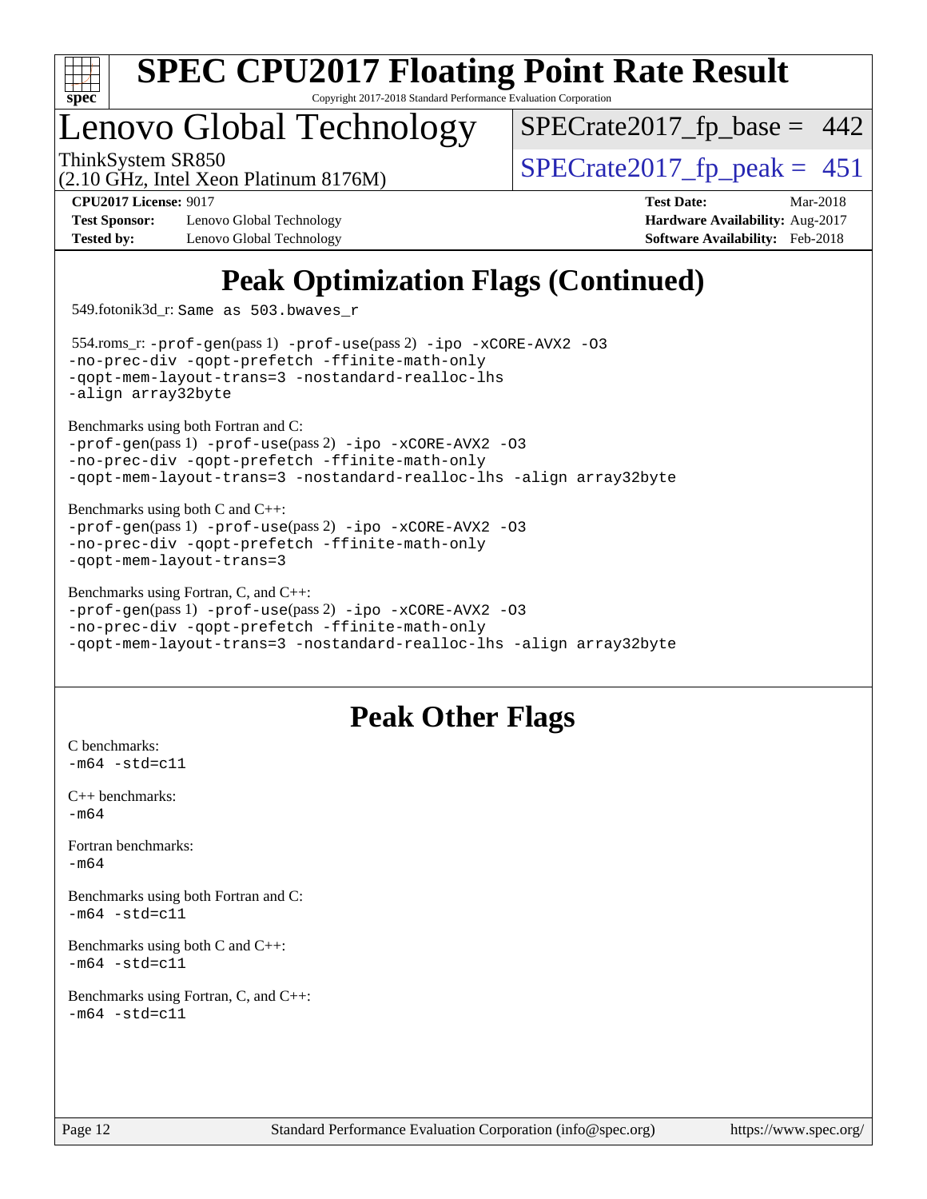# Peak Optimization Flags (Continued)

549.fotonik3d_r: `Same as 503.bwaves_r`

554.roms_r: `-prof-gen`(pass 1) `-prof-use`(pass 2) `-ipo -xCORE-AVX2 -O3 -no-prec-div -qopt-prefetch -ffinite-math-only -qopt-mem-layout-trans=3 -nostandard-realloc-lhs -align array32byte`

Benchmarks using both Fortran and C:
`-prof-gen`(pass 1) `-prof-use`(pass 2) `-ipo -xCORE-AVX2 -O3 -no-prec-div -qopt-prefetch -ffinite-math-only -qopt-mem-layout-trans=3 -nostandard-realloc-lhs -align array32byte`

Benchmarks using both C and C++:
`-prof-gen`(pass 1) `-prof-use`(pass 2) `-ipo -xCORE-AVX2 -O3 -no-prec-div -qopt-prefetch -ffinite-math-only -qopt-mem-layout-trans=3`

Benchmarks using Fortran, C, and C++:
`-prof-gen`(pass 1) `-prof-use`(pass 2) `-ipo -xCORE-AVX2 -O3 -no-prec-div -qopt-prefetch -ffinite-math-only -qopt-mem-layout-trans=3 -nostandard-realloc-lhs -align array32byte`

# Peak Other Flags

C benchmarks:
`-m64 -std=c11`

C++ benchmarks:
`-m64`

Fortran benchmarks:
`-m64`

Benchmarks using both Fortran and C:
`-m64 -std=c11`

Benchmarks using both C and C++:
`-m64 -std=c11`

Benchmarks using Fortran, C, and C++:
`-m64 -std=c11`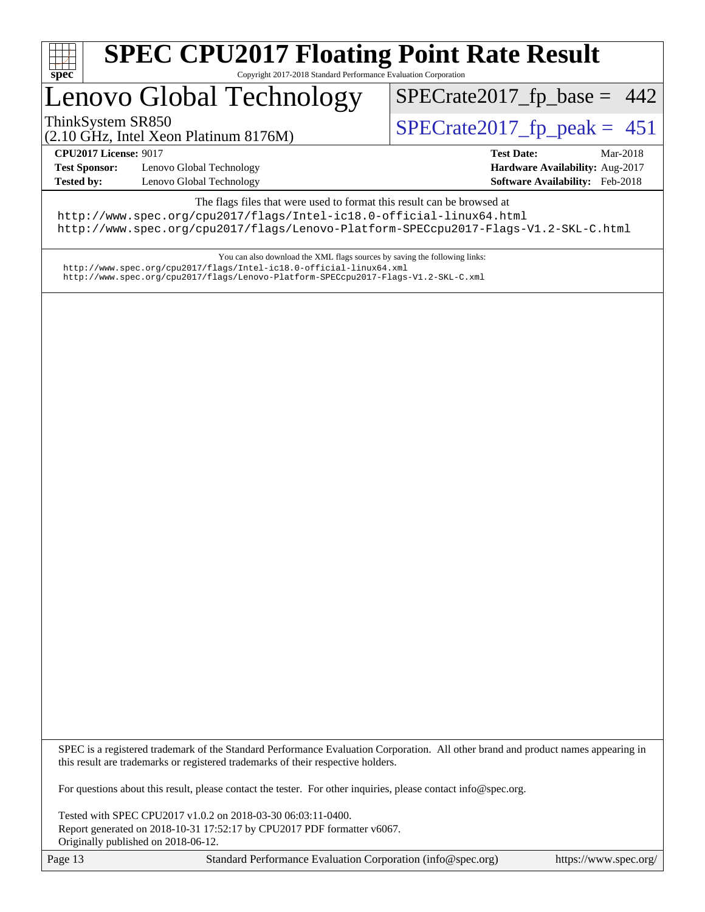The flags files that were used to format this result can be browsed at

http://www.spec.org/cpu2017/flags/Intel-ic18.0-official-linux64.html
http://www.spec.org/cpu2017/flags/Lenovo-Platform-SPECcpu2017-Flags-V1.2-SKL-C.html

You can also download the XML flags sources by saving the following links:

http://www.spec.org/cpu2017/flags/Intel-ic18.0-official-linux64.xml
http://www.spec.org/cpu2017/flags/Lenovo-Platform-SPECcpu2017-Flags-V1.2-SKL-C.xml

SPEC is a registered trademark of the Standard Performance Evaluation Corporation. All other brand and product names appearing in this result are trademarks or registered trademarks of their respective holders.

For questions about this result, please contact the tester. For other inquiries, please contact info@spec.org.

Tested with SPEC CPU2017 v1.0.2 on 2018-03-30 06:03:11-0400.
Report generated on 2018-10-31 17:52:17 by CPU2017 PDF formatter v6067.
Originally published on 2018-06-12.